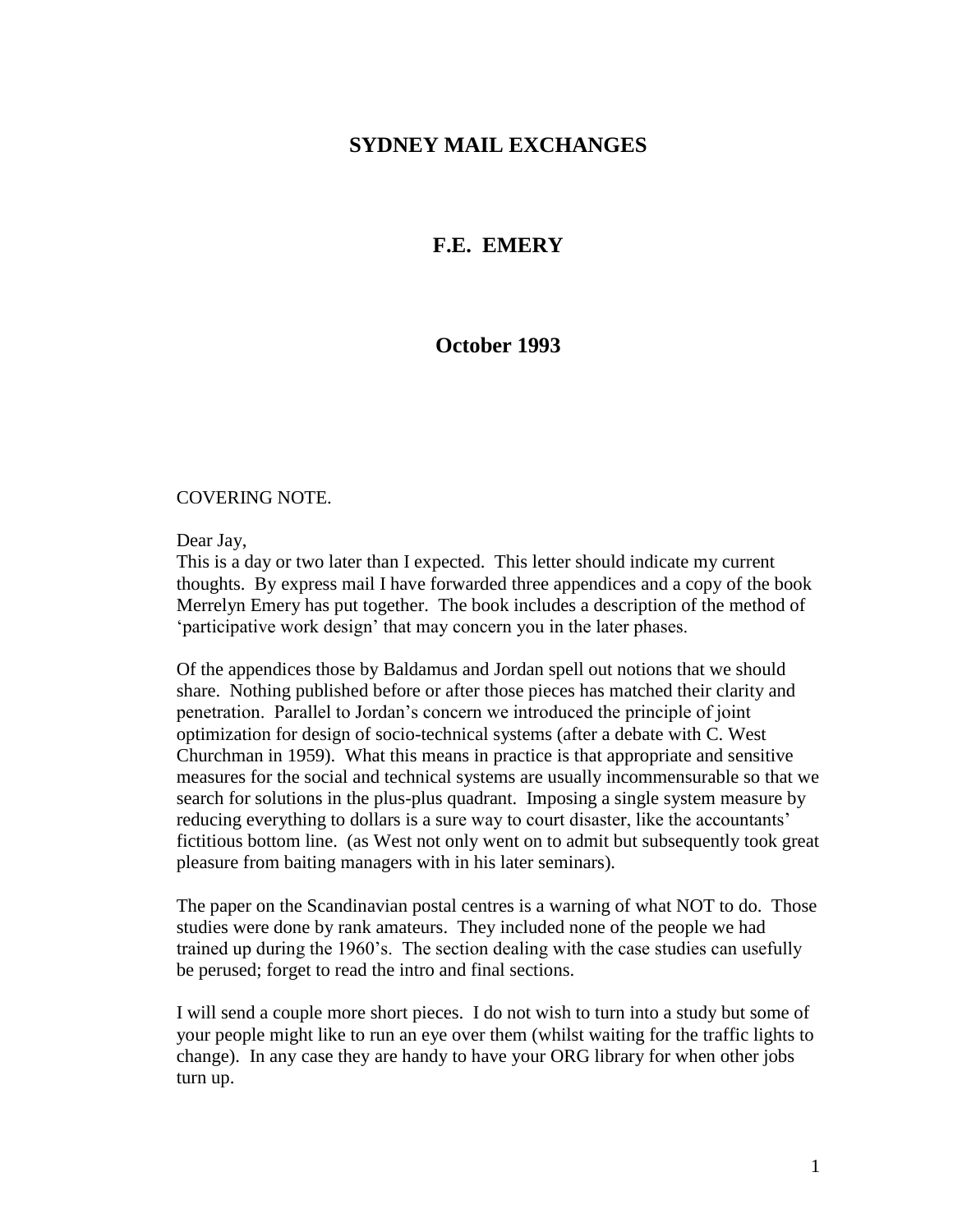# SYDNEY MAIL EXCHANGES

## F.E. EMERY

## October 1993

COVERING NOTE.

Dear Jay,
This is a day or two later than I expected. This letter should indicate my current thoughts. By express mail I have forwarded three appendices and a copy of the book Merrelyn Emery has put together. The book includes a description of the method of 'participative work design' that may concern you in the later phases.

Of the appendices those by Baldamus and Jordan spell out notions that we should share. Nothing published before or after those pieces has matched their clarity and penetration. Parallel to Jordan's concern we introduced the principle of joint optimization for design of socio-technical systems (after a debate with C. West Churchman in 1959). What this means in practice is that appropriate and sensitive measures for the social and technical systems are usually incommensurable so that we search for solutions in the plus-plus quadrant. Imposing a single system measure by reducing everything to dollars is a sure way to court disaster, like the accountants' fictitious bottom line. (as West not only went on to admit but subsequently took great pleasure from baiting managers with in his later seminars).

The paper on the Scandinavian postal centres is a warning of what NOT to do. Those studies were done by rank amateurs. They included none of the people we had trained up during the 1960's. The section dealing with the case studies can usefully be perused; forget to read the intro and final sections.

I will send a couple more short pieces. I do not wish to turn into a study but some of your people might like to run an eye over them (whilst waiting for the traffic lights to change). In any case they are handy to have your ORG library for when other jobs turn up.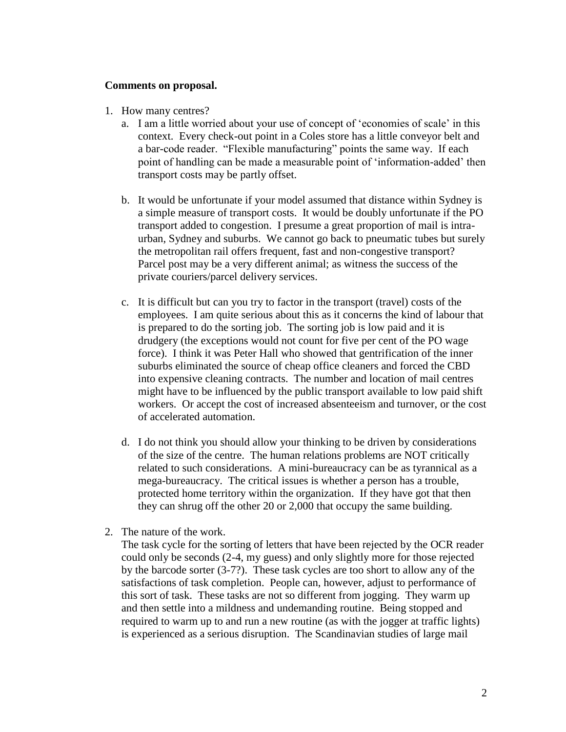**Comments on proposal.**

1. How many centres?
   a. I am a little worried about your use of concept of 'economies of scale' in this context. Every check-out point in a Coles store has a little conveyor belt and a bar-code reader. "Flexible manufacturing" points the same way. If each point of handling can be made a measurable point of 'information-added' then transport costs may be partly offset.

   b. It would be unfortunate if your model assumed that distance within Sydney is a simple measure of transport costs. It would be doubly unfortunate if the PO transport added to congestion. I presume a great proportion of mail is intra-urban, Sydney and suburbs. We cannot go back to pneumatic tubes but surely the metropolitan rail offers frequent, fast and non-congestive transport? Parcel post may be a very different animal; as witness the success of the private couriers/parcel delivery services.

   c. It is difficult but can you try to factor in the transport (travel) costs of the employees. I am quite serious about this as it concerns the kind of labour that is prepared to do the sorting job. The sorting job is low paid and it is drudgery (the exceptions would not count for five per cent of the PO wage force). I think it was Peter Hall who showed that gentrification of the inner suburbs eliminated the source of cheap office cleaners and forced the CBD into expensive cleaning contracts. The number and location of mail centres might have to be influenced by the public transport available to low paid shift workers. Or accept the cost of increased absenteeism and turnover, or the cost of accelerated automation.

   d. I do not think you should allow your thinking to be driven by considerations of the size of the centre. The human relations problems are NOT critically related to such considerations. A mini-bureaucracy can be as tyrannical as a mega-bureaucracy. The critical issues is whether a person has a trouble, protected home territory within the organization. If they have got that then they can shrug off the other 20 or 2,000 that occupy the same building.

2. The nature of the work.
   The task cycle for the sorting of letters that have been rejected by the OCR reader could only be seconds (2-4, my guess) and only slightly more for those rejected by the barcode sorter (3-7?). These task cycles are too short to allow any of the satisfactions of task completion. People can, however, adjust to performance of this sort of task. These tasks are not so different from jogging. They warm up and then settle into a mildness and undemanding routine. Being stopped and required to warm up to and run a new routine (as with the jogger at traffic lights) is experienced as a serious disruption. The Scandinavian studies of large mail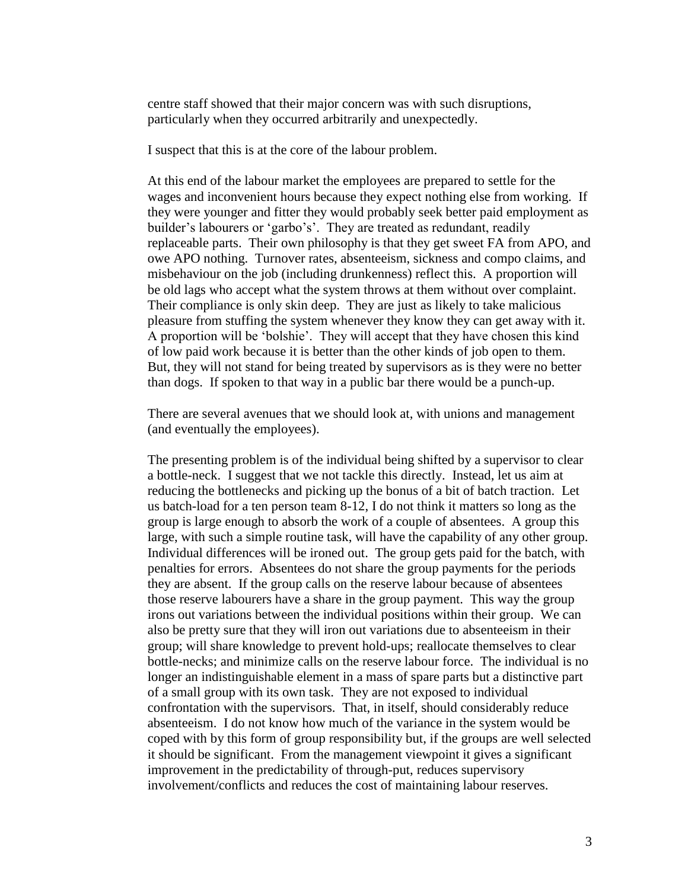centre staff showed that their major concern was with such disruptions, particularly when they occurred arbitrarily and unexpectedly.

I suspect that this is at the core of the labour problem.

At this end of the labour market the employees are prepared to settle for the wages and inconvenient hours because they expect nothing else from working. If they were younger and fitter they would probably seek better paid employment as builder's labourers or 'garbo's'. They are treated as redundant, readily replaceable parts. Their own philosophy is that they get sweet FA from APO, and owe APO nothing. Turnover rates, absenteeism, sickness and compo claims, and misbehaviour on the job (including drunkenness) reflect this. A proportion will be old lags who accept what the system throws at them without over complaint. Their compliance is only skin deep. They are just as likely to take malicious pleasure from stuffing the system whenever they know they can get away with it. A proportion will be 'bolshie'. They will accept that they have chosen this kind of low paid work because it is better than the other kinds of job open to them. But, they will not stand for being treated by supervisors as is they were no better than dogs. If spoken to that way in a public bar there would be a punch-up.

There are several avenues that we should look at, with unions and management (and eventually the employees).

The presenting problem is of the individual being shifted by a supervisor to clear a bottle-neck. I suggest that we not tackle this directly. Instead, let us aim at reducing the bottlenecks and picking up the bonus of a bit of batch traction. Let us batch-load for a ten person team 8-12, I do not think it matters so long as the group is large enough to absorb the work of a couple of absentees. A group this large, with such a simple routine task, will have the capability of any other group. Individual differences will be ironed out. The group gets paid for the batch, with penalties for errors. Absentees do not share the group payments for the periods they are absent. If the group calls on the reserve labour because of absentees those reserve labourers have a share in the group payment. This way the group irons out variations between the individual positions within their group. We can also be pretty sure that they will iron out variations due to absenteeism in their group; will share knowledge to prevent hold-ups; reallocate themselves to clear bottle-necks; and minimize calls on the reserve labour force. The individual is no longer an indistinguishable element in a mass of spare parts but a distinctive part of a small group with its own task. They are not exposed to individual confrontation with the supervisors. That, in itself, should considerably reduce absenteeism. I do not know how much of the variance in the system would be coped with by this form of group responsibility but, if the groups are well selected it should be significant. From the management viewpoint it gives a significant improvement in the predictability of through-put, reduces supervisory involvement/conflicts and reduces the cost of maintaining labour reserves.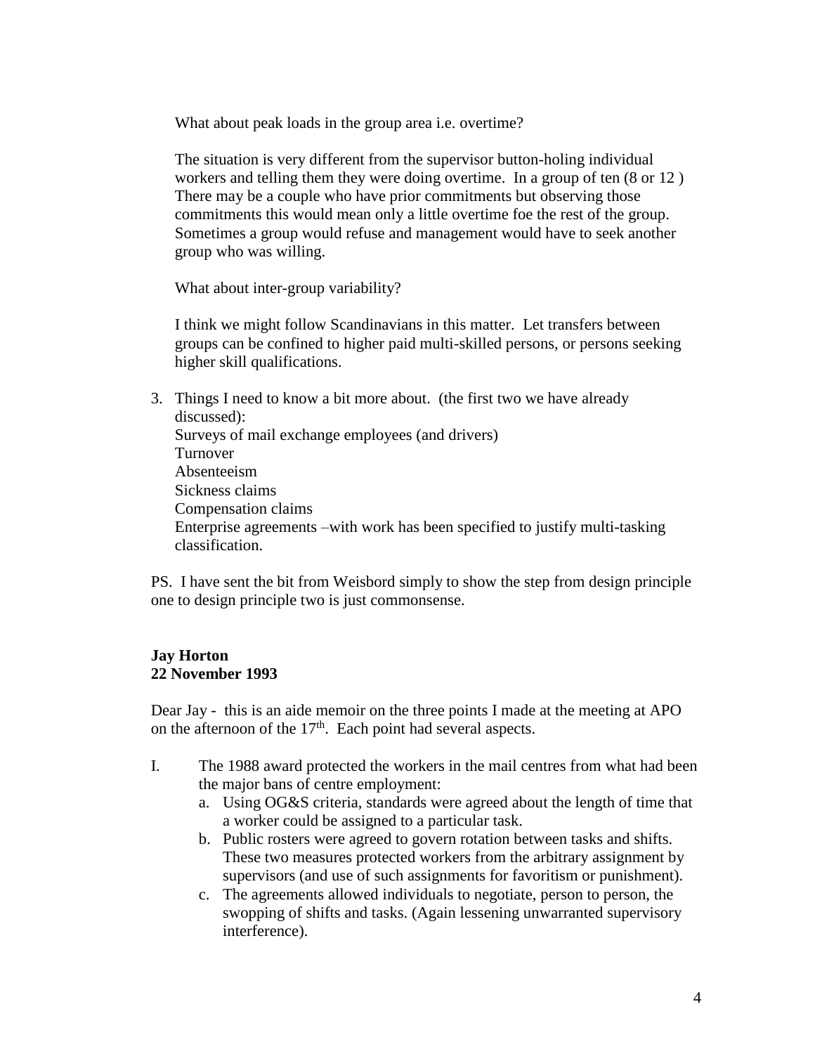What about peak loads in the group area i.e. overtime?

The situation is very different from the supervisor button-holing individual workers and telling them they were doing overtime. In a group of ten (8 or 12 ) There may be a couple who have prior commitments but observing those commitments this would mean only a little overtime foe the rest of the group. Sometimes a group would refuse and management would have to seek another group who was willing.

What about inter-group variability?

I think we might follow Scandinavians in this matter. Let transfers between groups can be confined to higher paid multi-skilled persons, or persons seeking higher skill qualifications.

3. Things I need to know a bit more about. (the first two we have already discussed):
   Surveys of mail exchange employees (and drivers)
   Turnover
   Absenteeism
   Sickness claims
   Compensation claims
   Enterprise agreements –with work has been specified to justify multi-tasking classification.

PS. I have sent the bit from Weisbord simply to show the step from design principle one to design principle two is just commonsense.

**Jay Horton**
**22 November 1993**

Dear Jay - this is an aide memoir on the three points I made at the meeting at APO on the afternoon of the 17th. Each point had several aspects.

I. The 1988 award protected the workers in the mail centres from what had been the major bans of centre employment:
   a. Using OG&S criteria, standards were agreed about the length of time that a worker could be assigned to a particular task.
   b. Public rosters were agreed to govern rotation between tasks and shifts. These two measures protected workers from the arbitrary assignment by supervisors (and use of such assignments for favoritism or punishment).
   c. The agreements allowed individuals to negotiate, person to person, the swopping of shifts and tasks. (Again lessening unwarranted supervisory interference).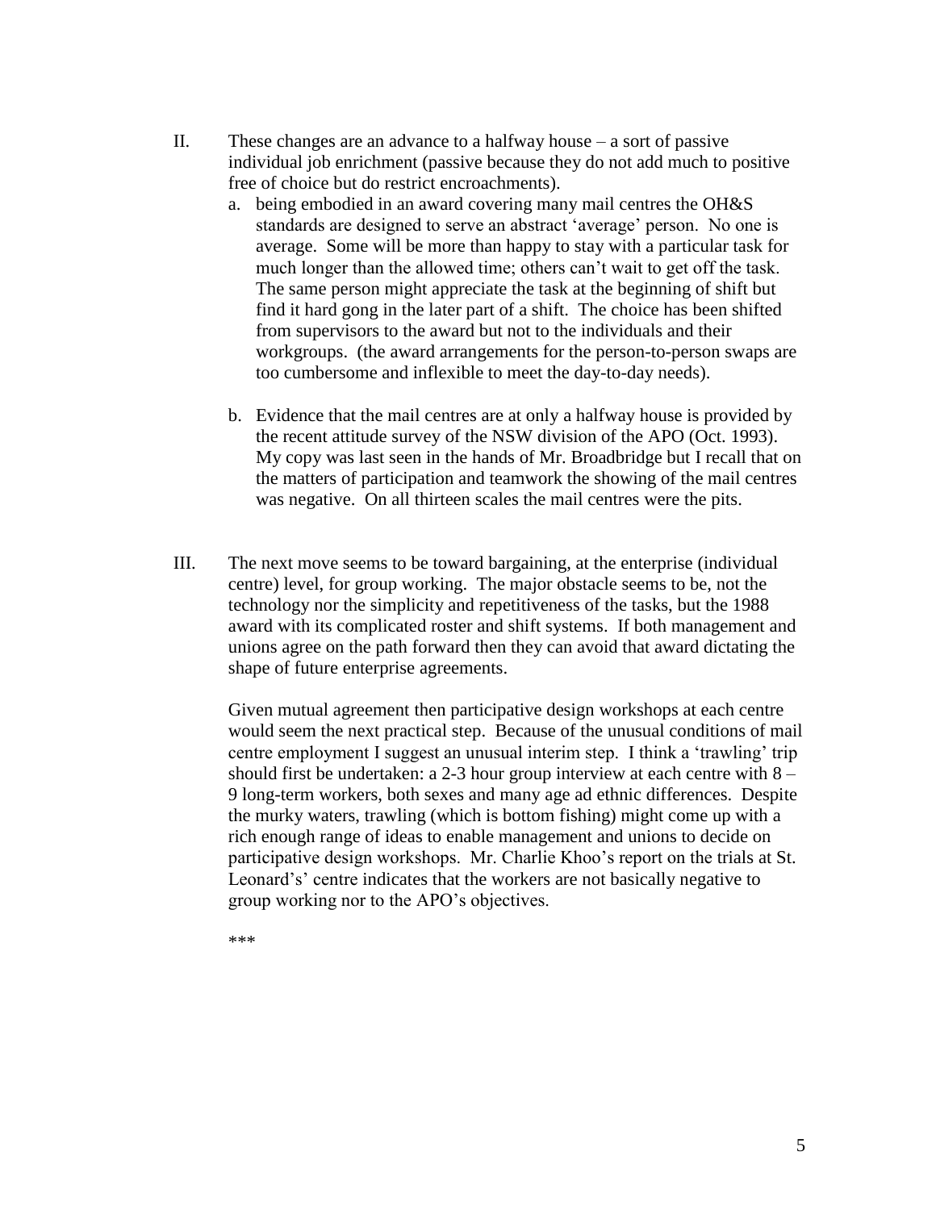II. These changes are an advance to a halfway house – a sort of passive individual job enrichment (passive because they do not add much to positive free of choice but do restrict encroachments).

   a. being embodied in an award covering many mail centres the OH&S standards are designed to serve an abstract 'average' person. No one is average. Some will be more than happy to stay with a particular task for much longer than the allowed time; others can't wait to get off the task. The same person might appreciate the task at the beginning of shift but find it hard gong in the later part of a shift. The choice has been shifted from supervisors to the award but not to the individuals and their workgroups. (the award arrangements for the person-to-person swaps are too cumbersome and inflexible to meet the day-to-day needs).

   b. Evidence that the mail centres are at only a halfway house is provided by the recent attitude survey of the NSW division of the APO (Oct. 1993). My copy was last seen in the hands of Mr. Broadbridge but I recall that on the matters of participation and teamwork the showing of the mail centres was negative. On all thirteen scales the mail centres were the pits.

III. The next move seems to be toward bargaining, at the enterprise (individual centre) level, for group working. The major obstacle seems to be, not the technology nor the simplicity and repetitiveness of the tasks, but the 1988 award with its complicated roster and shift systems. If both management and unions agree on the path forward then they can avoid that award dictating the shape of future enterprise agreements.

   Given mutual agreement then participative design workshops at each centre would seem the next practical step. Because of the unusual conditions of mail centre employment I suggest an unusual interim step. I think a 'trawling' trip should first be undertaken: a 2-3 hour group interview at each centre with 8 – 9 long-term workers, both sexes and many age ad ethnic differences. Despite the murky waters, trawling (which is bottom fishing) might come up with a rich enough range of ideas to enable management and unions to decide on participative design workshops. Mr. Charlie Khoo's report on the trials at St. Leonard's' centre indicates that the workers are not basically negative to group working nor to the APO's objectives.

***